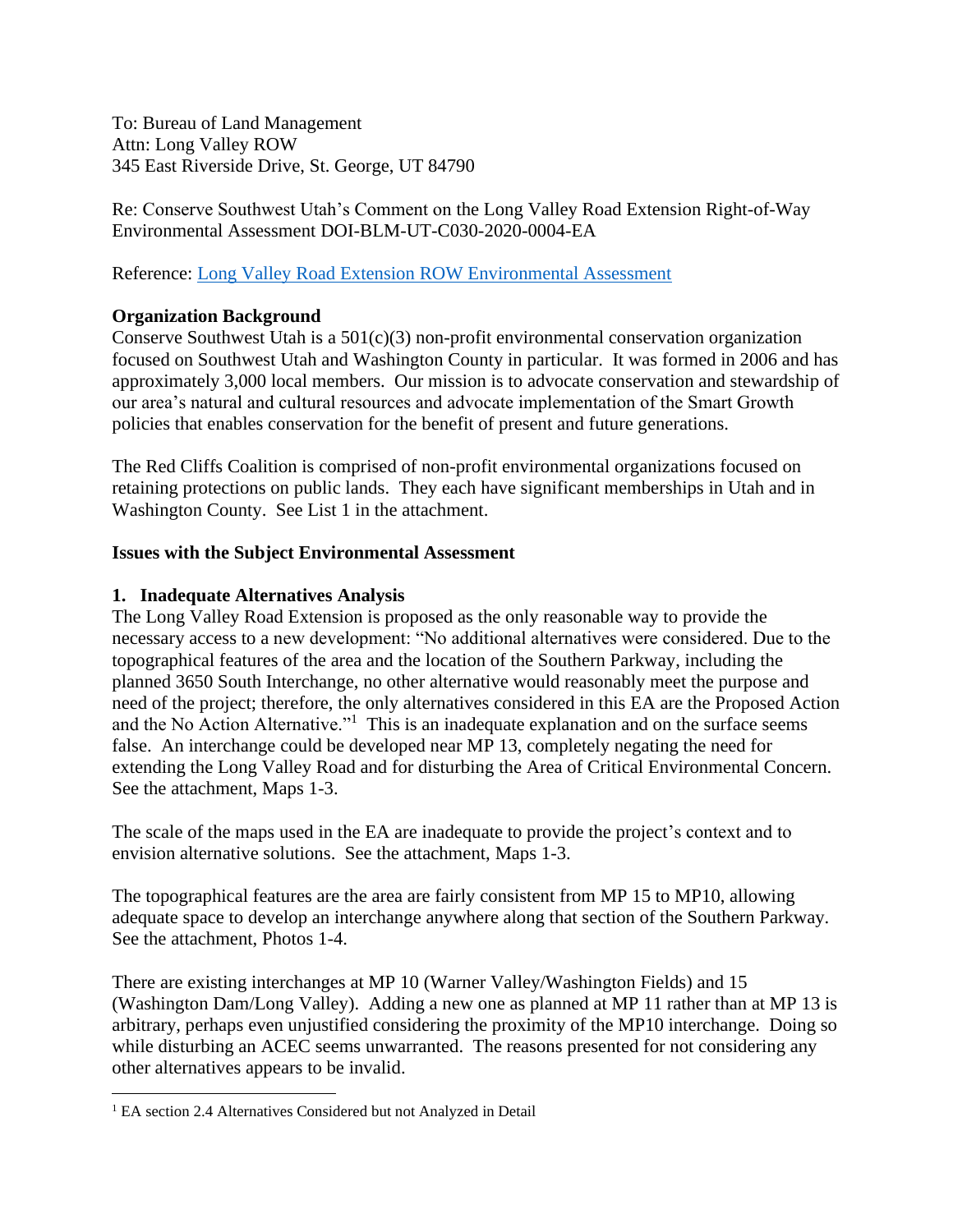To: Bureau of Land Management
Attn: Long Valley ROW
345 East Riverside Drive, St. George, UT 84790

Re: Conserve Southwest Utah's Comment on the Long Valley Road Extension Right-of-Way Environmental Assessment DOI-BLM-UT-C030-2020-0004-EA

Reference: Long Valley Road Extension ROW Environmental Assessment

**Organization Background**

Conserve Southwest Utah is a 501(c)(3) non-profit environmental conservation organization focused on Southwest Utah and Washington County in particular. It was formed in 2006 and has approximately 3,000 local members. Our mission is to advocate conservation and stewardship of our area's natural and cultural resources and advocate implementation of the Smart Growth policies that enables conservation for the benefit of present and future generations.

The Red Cliffs Coalition is comprised of non-profit environmental organizations focused on retaining protections on public lands. They each have significant memberships in Utah and in Washington County. See List 1 in the attachment.

**Issues with the Subject Environmental Assessment**

**1. Inadequate Alternatives Analysis**

The Long Valley Road Extension is proposed as the only reasonable way to provide the necessary access to a new development: "No additional alternatives were considered. Due to the topographical features of the area and the location of the Southern Parkway, including the planned 3650 South Interchange, no other alternative would reasonably meet the purpose and need of the project; therefore, the only alternatives considered in this EA are the Proposed Action and the No Action Alternative."[1] This is an inadequate explanation and on the surface seems false. An interchange could be developed near MP 13, completely negating the need for extending the Long Valley Road and for disturbing the Area of Critical Environmental Concern. See the attachment, Maps 1-3.

The scale of the maps used in the EA are inadequate to provide the project's context and to envision alternative solutions. See the attachment, Maps 1-3.

The topographical features are the area are fairly consistent from MP 15 to MP10, allowing adequate space to develop an interchange anywhere along that section of the Southern Parkway. See the attachment, Photos 1-4.

There are existing interchanges at MP 10 (Warner Valley/Washington Fields) and 15 (Washington Dam/Long Valley). Adding a new one as planned at MP 11 rather than at MP 13 is arbitrary, perhaps even unjustified considering the proximity of the MP10 interchange. Doing so while disturbing an ACEC seems unwarranted. The reasons presented for not considering any other alternatives appears to be invalid.

[1] EA section 2.4 Alternatives Considered but not Analyzed in Detail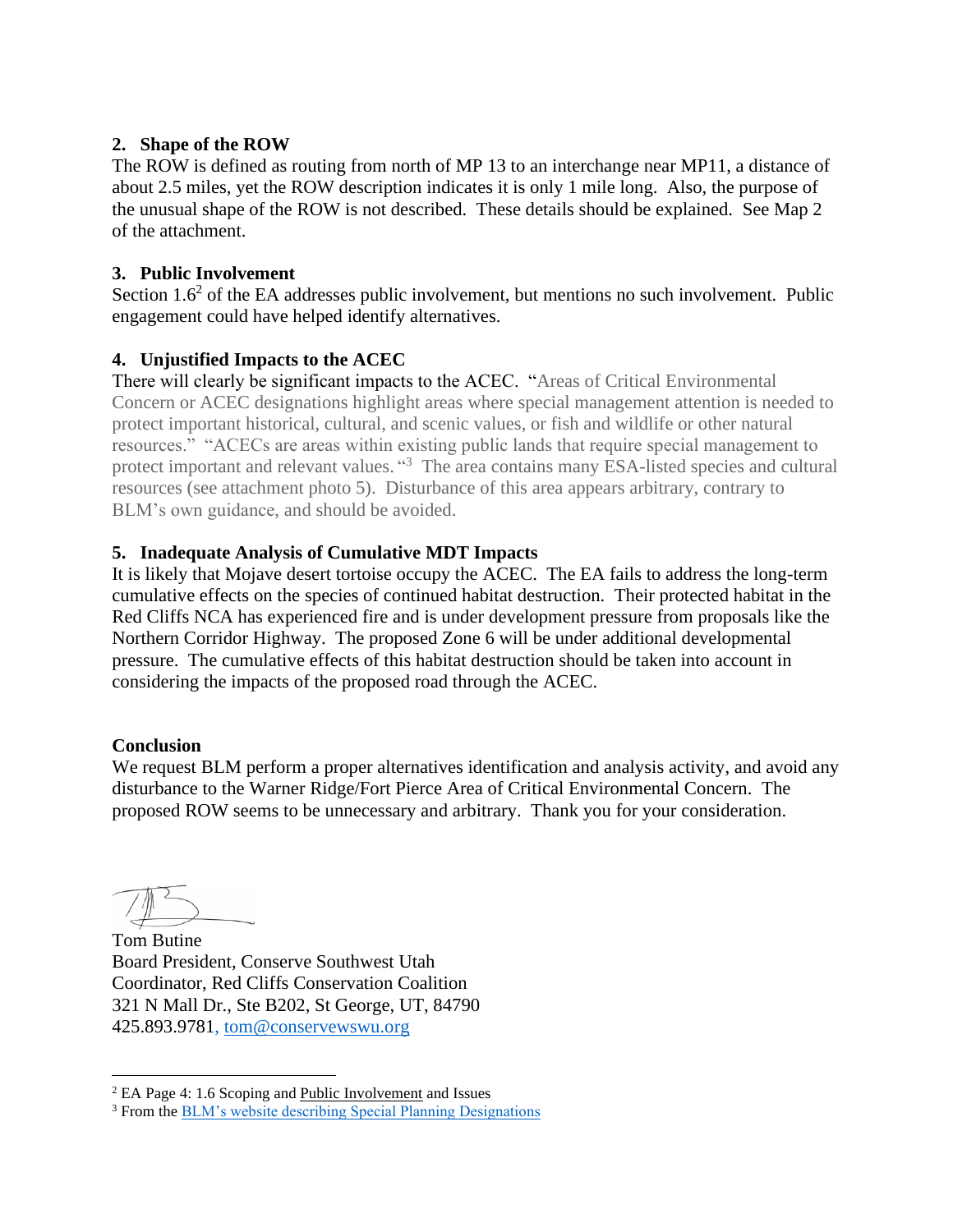**2. Shape of the ROW**

The ROW is defined as routing from north of MP 13 to an interchange near MP11, a distance of about 2.5 miles, yet the ROW description indicates it is only 1 mile long. Also, the purpose of the unusual shape of the ROW is not described. These details should be explained. See Map 2 of the attachment.

**3. Public Involvement**

Section 1.6[2] of the EA addresses public involvement, but mentions no such involvement. Public engagement could have helped identify alternatives.

**4. Unjustified Impacts to the ACEC**

There will clearly be significant impacts to the ACEC. "Areas of Critical Environmental Concern or ACEC designations highlight areas where special management attention is needed to protect important historical, cultural, and scenic values, or fish and wildlife or other natural resources." "ACECs are areas within existing public lands that require special management to protect important and relevant values. "[3] The area contains many ESA-listed species and cultural resources (see attachment photo 5). Disturbance of this area appears arbitrary, contrary to BLM's own guidance, and should be avoided.

**5. Inadequate Analysis of Cumulative MDT Impacts**

It is likely that Mojave desert tortoise occupy the ACEC. The EA fails to address the long-term cumulative effects on the species of continued habitat destruction. Their protected habitat in the Red Cliffs NCA has experienced fire and is under development pressure from proposals like the Northern Corridor Highway. The proposed Zone 6 will be under additional developmental pressure. The cumulative effects of this habitat destruction should be taken into account in considering the impacts of the proposed road through the ACEC.

**Conclusion**

We request BLM perform a proper alternatives identification and analysis activity, and avoid any disturbance to the Warner Ridge/Fort Pierce Area of Critical Environmental Concern. The proposed ROW seems to be unnecessary and arbitrary. Thank you for your consideration.

Tom Butine
Board President, Conserve Southwest Utah
Coordinator, Red Cliffs Conservation Coalition
321 N Mall Dr., Ste B202, St George, UT, 84790
425.893.9781, tom@conservewswu.org

---

[2] EA Page 4: 1.6 Scoping and Public Involvement and Issues

[3] From the BLM's website describing Special Planning Designations